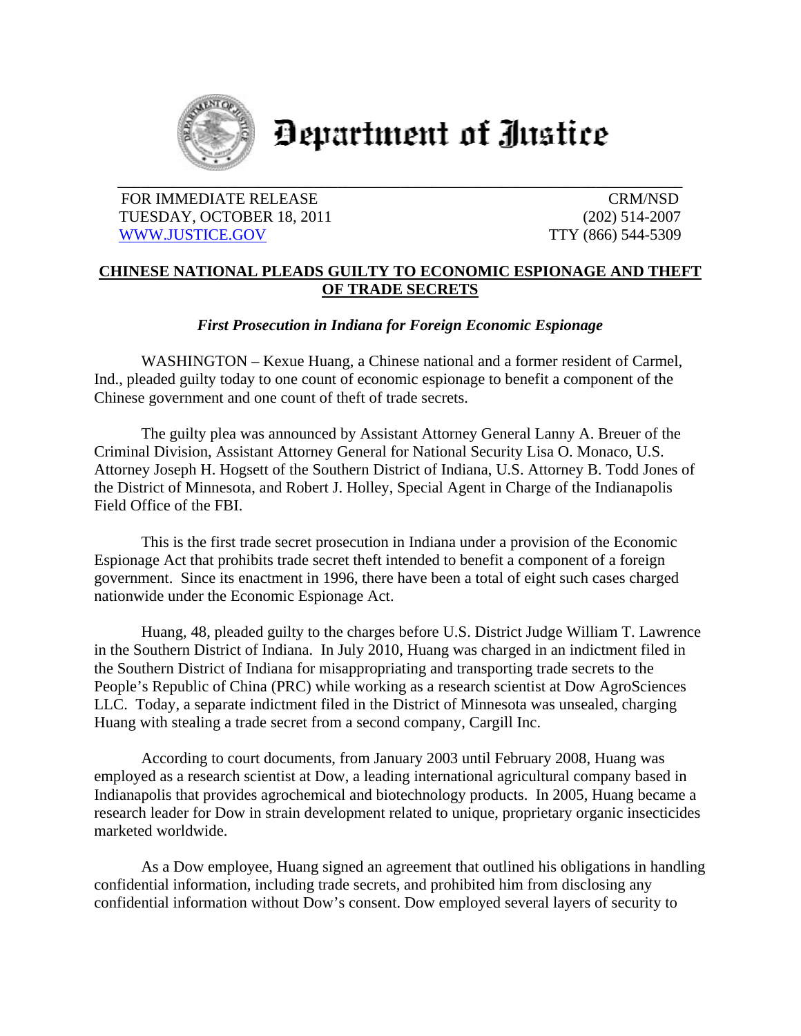# Department of Justice

FOR IMMEDIATE RELEASE
TUESDAY, OCTOBER 18, 2011
WWW.JUSTICE.GOV

CRM/NSD
(202) 514-2007
TTY (866) 544-5309

## CHINESE NATIONAL PLEADS GUILTY TO ECONOMIC ESPIONAGE AND THEFT OF TRADE SECRETS

### *First Prosecution in Indiana for Foreign Economic Espionage*

WASHINGTON – Kexue Huang, a Chinese national and a former resident of Carmel, Ind., pleaded guilty today to one count of economic espionage to benefit a component of the Chinese government and one count of theft of trade secrets.

The guilty plea was announced by Assistant Attorney General Lanny A. Breuer of the Criminal Division, Assistant Attorney General for National Security Lisa O. Monaco, U.S. Attorney Joseph H. Hogsett of the Southern District of Indiana, U.S. Attorney B. Todd Jones of the District of Minnesota, and Robert J. Holley, Special Agent in Charge of the Indianapolis Field Office of the FBI.

This is the first trade secret prosecution in Indiana under a provision of the Economic Espionage Act that prohibits trade secret theft intended to benefit a component of a foreign government. Since its enactment in 1996, there have been a total of eight such cases charged nationwide under the Economic Espionage Act.

Huang, 48, pleaded guilty to the charges before U.S. District Judge William T. Lawrence in the Southern District of Indiana. In July 2010, Huang was charged in an indictment filed in the Southern District of Indiana for misappropriating and transporting trade secrets to the People's Republic of China (PRC) while working as a research scientist at Dow AgroSciences LLC. Today, a separate indictment filed in the District of Minnesota was unsealed, charging Huang with stealing a trade secret from a second company, Cargill Inc.

According to court documents, from January 2003 until February 2008, Huang was employed as a research scientist at Dow, a leading international agricultural company based in Indianapolis that provides agrochemical and biotechnology products. In 2005, Huang became a research leader for Dow in strain development related to unique, proprietary organic insecticides marketed worldwide.

As a Dow employee, Huang signed an agreement that outlined his obligations in handling confidential information, including trade secrets, and prohibited him from disclosing any confidential information without Dow's consent. Dow employed several layers of security to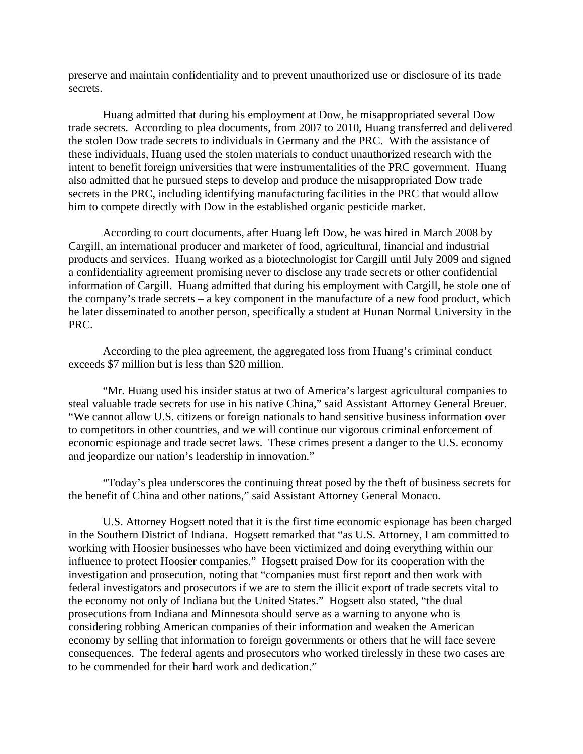preserve and maintain confidentiality and to prevent unauthorized use or disclosure of its trade secrets.

Huang admitted that during his employment at Dow, he misappropriated several Dow trade secrets. According to plea documents, from 2007 to 2010, Huang transferred and delivered the stolen Dow trade secrets to individuals in Germany and the PRC. With the assistance of these individuals, Huang used the stolen materials to conduct unauthorized research with the intent to benefit foreign universities that were instrumentalities of the PRC government. Huang also admitted that he pursued steps to develop and produce the misappropriated Dow trade secrets in the PRC, including identifying manufacturing facilities in the PRC that would allow him to compete directly with Dow in the established organic pesticide market.

According to court documents, after Huang left Dow, he was hired in March 2008 by Cargill, an international producer and marketer of food, agricultural, financial and industrial products and services. Huang worked as a biotechnologist for Cargill until July 2009 and signed a confidentiality agreement promising never to disclose any trade secrets or other confidential information of Cargill. Huang admitted that during his employment with Cargill, he stole one of the company's trade secrets – a key component in the manufacture of a new food product, which he later disseminated to another person, specifically a student at Hunan Normal University in the PRC.

According to the plea agreement, the aggregated loss from Huang's criminal conduct exceeds $7 million but is less than $20 million.

"Mr. Huang used his insider status at two of America's largest agricultural companies to steal valuable trade secrets for use in his native China," said Assistant Attorney General Breuer. "We cannot allow U.S. citizens or foreign nationals to hand sensitive business information over to competitors in other countries, and we will continue our vigorous criminal enforcement of economic espionage and trade secret laws. These crimes present a danger to the U.S. economy and jeopardize our nation's leadership in innovation."

"Today's plea underscores the continuing threat posed by the theft of business secrets for the benefit of China and other nations," said Assistant Attorney General Monaco.

U.S. Attorney Hogsett noted that it is the first time economic espionage has been charged in the Southern District of Indiana. Hogsett remarked that "as U.S. Attorney, I am committed to working with Hoosier businesses who have been victimized and doing everything within our influence to protect Hoosier companies." Hogsett praised Dow for its cooperation with the investigation and prosecution, noting that "companies must first report and then work with federal investigators and prosecutors if we are to stem the illicit export of trade secrets vital to the economy not only of Indiana but the United States." Hogsett also stated, "the dual prosecutions from Indiana and Minnesota should serve as a warning to anyone who is considering robbing American companies of their information and weaken the American economy by selling that information to foreign governments or others that he will face severe consequences. The federal agents and prosecutors who worked tirelessly in these two cases are to be commended for their hard work and dedication."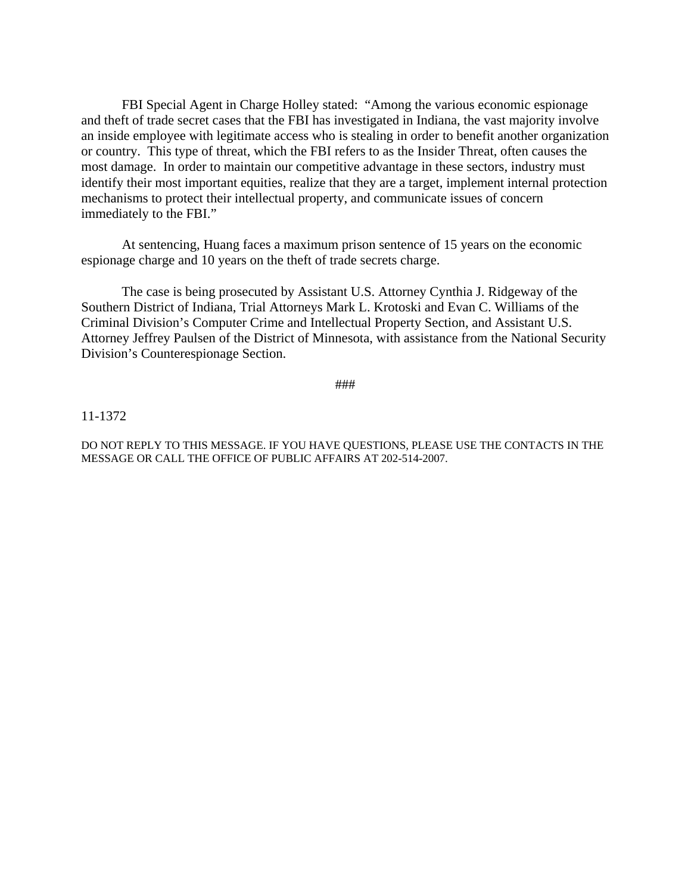FBI Special Agent in Charge Holley stated: "Among the various economic espionage and theft of trade secret cases that the FBI has investigated in Indiana, the vast majority involve an inside employee with legitimate access who is stealing in order to benefit another organization or country. This type of threat, which the FBI refers to as the Insider Threat, often causes the most damage. In order to maintain our competitive advantage in these sectors, industry must identify their most important equities, realize that they are a target, implement internal protection mechanisms to protect their intellectual property, and communicate issues of concern immediately to the FBI."

At sentencing, Huang faces a maximum prison sentence of 15 years on the economic espionage charge and 10 years on the theft of trade secrets charge.

The case is being prosecuted by Assistant U.S. Attorney Cynthia J. Ridgeway of the Southern District of Indiana, Trial Attorneys Mark L. Krotoski and Evan C. Williams of the Criminal Division's Computer Crime and Intellectual Property Section, and Assistant U.S. Attorney Jeffrey Paulsen of the District of Minnesota, with assistance from the National Security Division's Counterespionage Section.

###

11-1372

DO NOT REPLY TO THIS MESSAGE. IF YOU HAVE QUESTIONS, PLEASE USE THE CONTACTS IN THE MESSAGE OR CALL THE OFFICE OF PUBLIC AFFAIRS AT 202-514-2007.